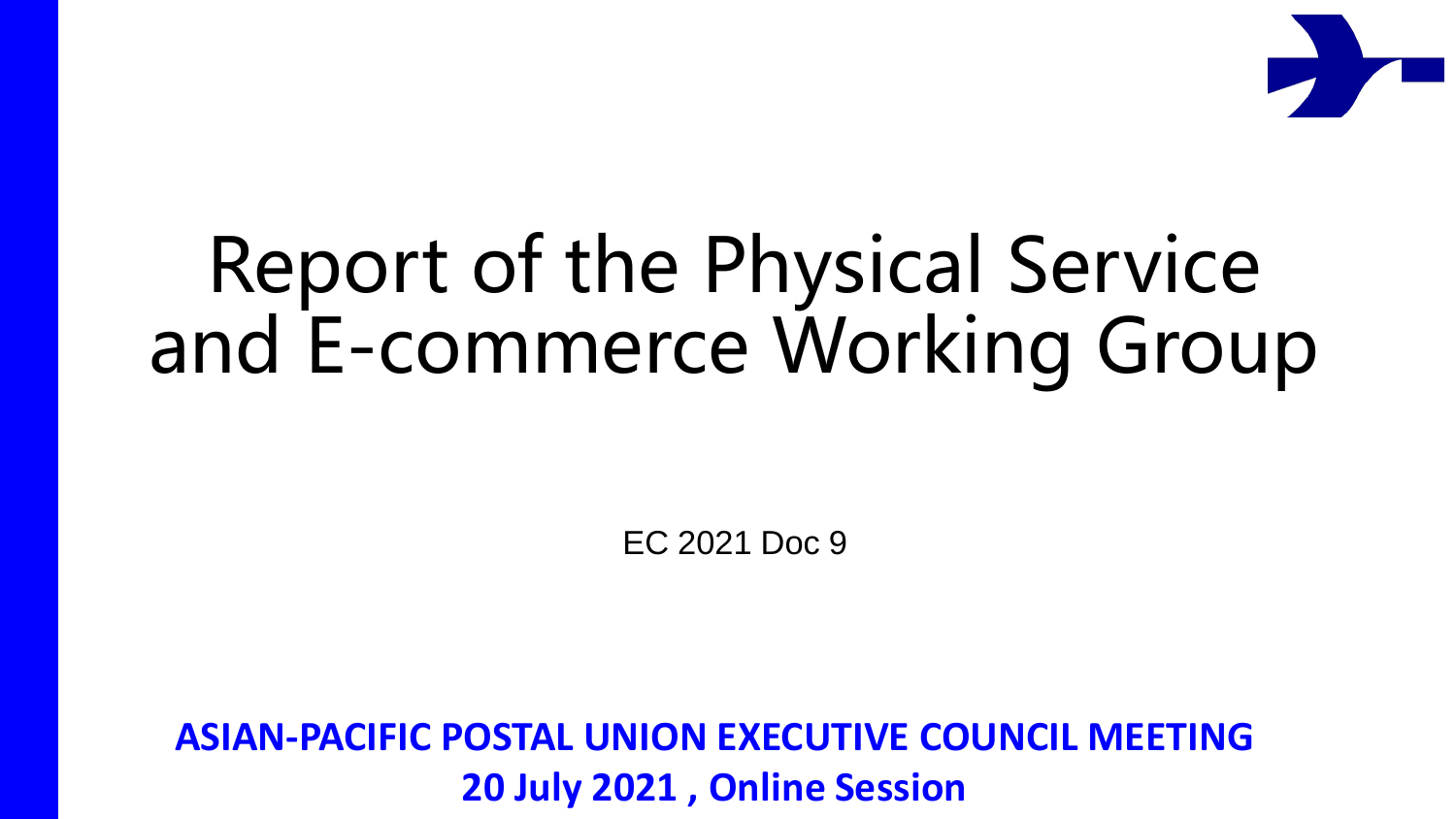# Report of the Physical Service and E-commerce Working Group

EC 2021 Doc 9

**ASIAN-PACIFIC POSTAL UNION EXECUTIVE COUNCIL MEETING**
**20 July 2021 , Online Session**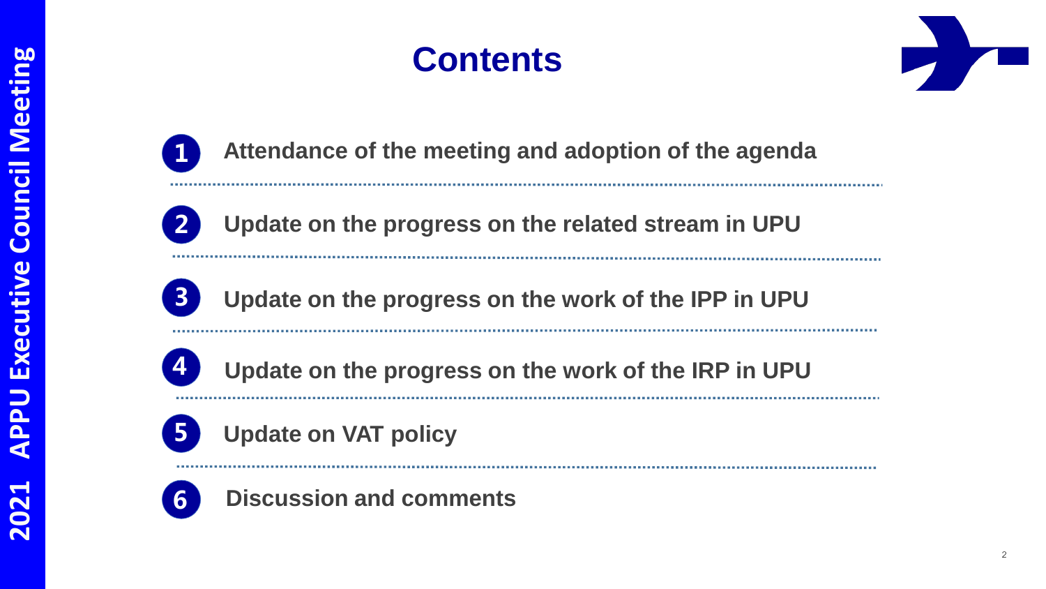# Contents

1. Attendance of the meeting and adoption of the agenda
2. Update on the progress on the related stream in UPU
3. Update on the progress on the work of the IPP in UPU
4. Update on the progress on the work of the IRP in UPU
5. Update on VAT policy
6. Discussion and comments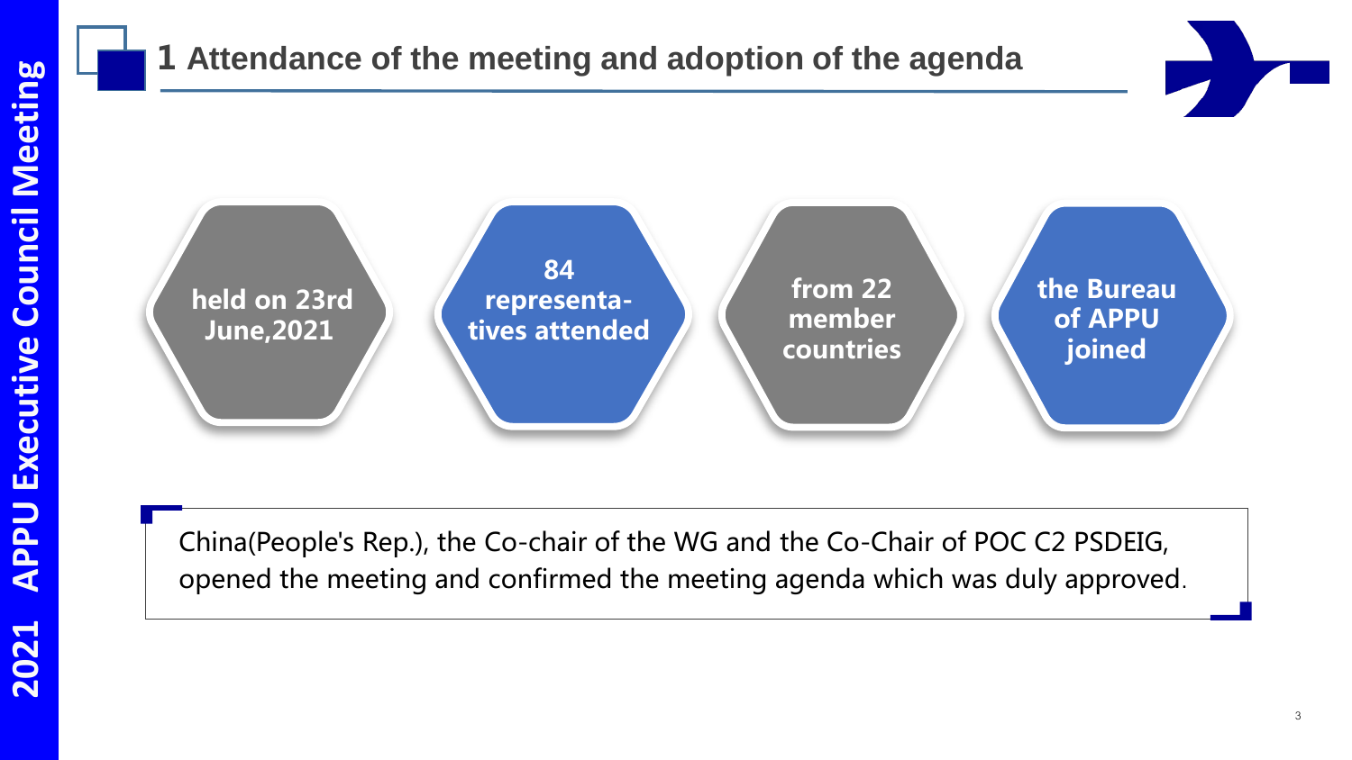## 1 Attendance of the meeting and adoption of the agenda

- **held on 23rd June,2021**
- **84 representatives attended**
- **from 22 member countries**
- **the Bureau of APPU joined**

China(People's Rep.), the Co-chair of the WG and the Co-Chair of POC C2 PSDEIG, opened the meeting and confirmed the meeting agenda which was duly approved.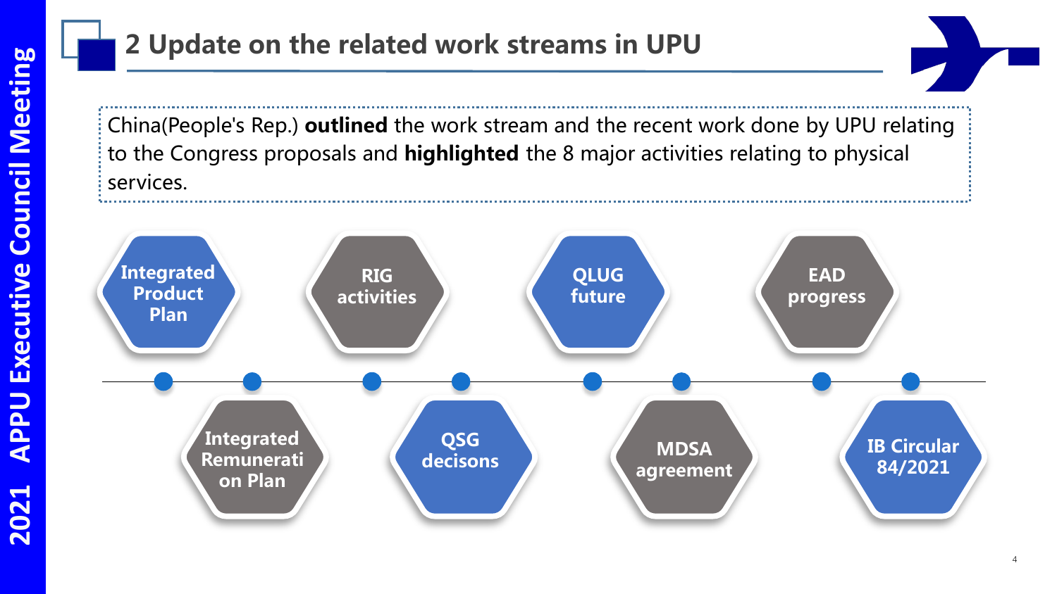## 2 Update on the related work streams in UPU

China(People's Rep.) **outlined** the work stream and the recent work done by UPU relating to the Congress proposals and **highlighted** the 8 major activities relating to physical services.

- Integrated Product Plan
- Integrated Remuneration Plan
- RIG activities
- QSG decisons
- QLUG future
- MDSA agreement
- EAD progress
- IB Circular 84/2021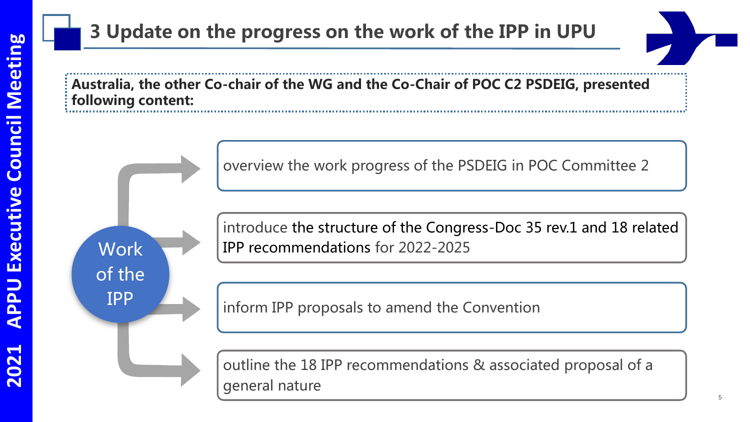## 3 Update on the progress on the work of the IPP in UPU

**Australia, the other Co-chair of the WG and the Co-Chair of POC C2 PSDEIG, presented following content:**

**Work of the IPP**

- overview the work progress of the PSDEIG in POC Committee 2
- introduce the structure of the Congress-Doc 35 rev.1 and 18 related IPP recommendations for 2022-2025
- inform IPP proposals to amend the Convention
- outline the 18 IPP recommendations & associated proposal of a general nature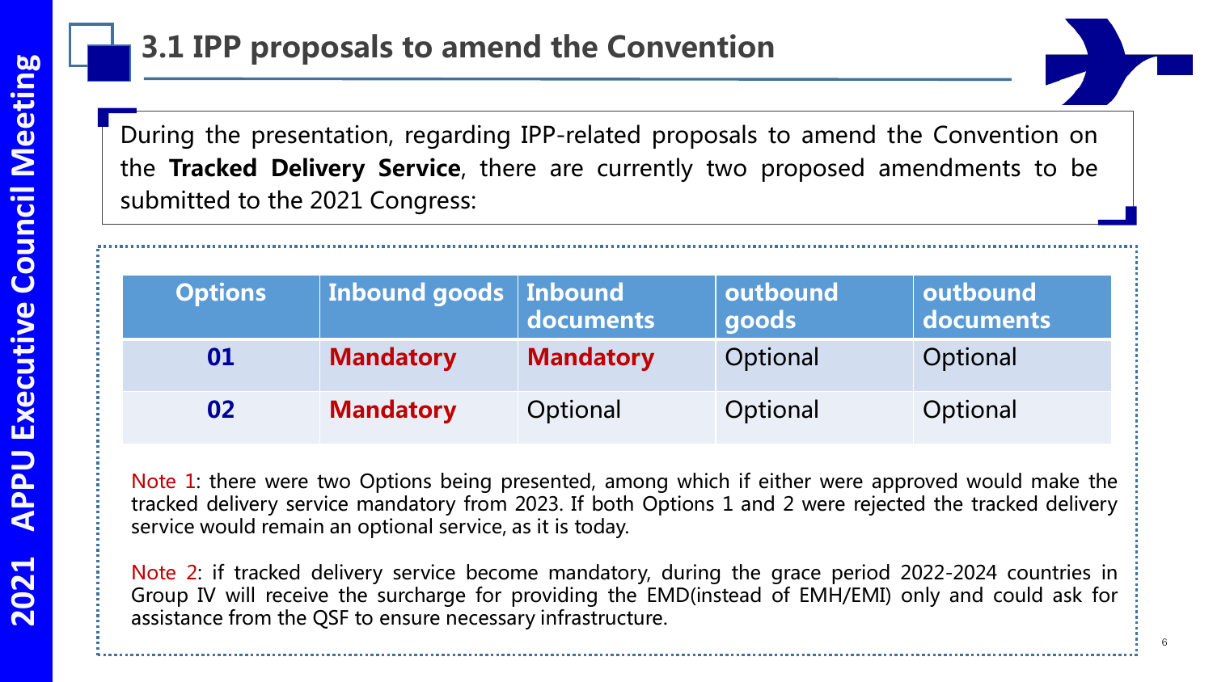# 3.1 IPP proposals to amend the Convention

During the presentation, regarding IPP-related proposals to amend the Convention on the **Tracked Delivery Service**, there are currently two proposed amendments to be submitted to the 2021 Congress:

| Options | Inbound goods | Inbound documents | outbound goods | outbound documents |
|---|---|---|---|---|
| **01** | **Mandatory** | **Mandatory** | Optional | Optional |
| **02** | **Mandatory** | Optional | Optional | Optional |

Note 1: there were two Options being presented, among which if either were approved would make the tracked delivery service mandatory from 2023. If both Options 1 and 2 were rejected the tracked delivery service would remain an optional service, as it is today.

Note 2: if tracked delivery service become mandatory, during the grace period 2022-2024 countries in Group IV will receive the surcharge for providing the EMD(instead of EMH/EMI) only and could ask for assistance from the QSF to ensure necessary infrastructure.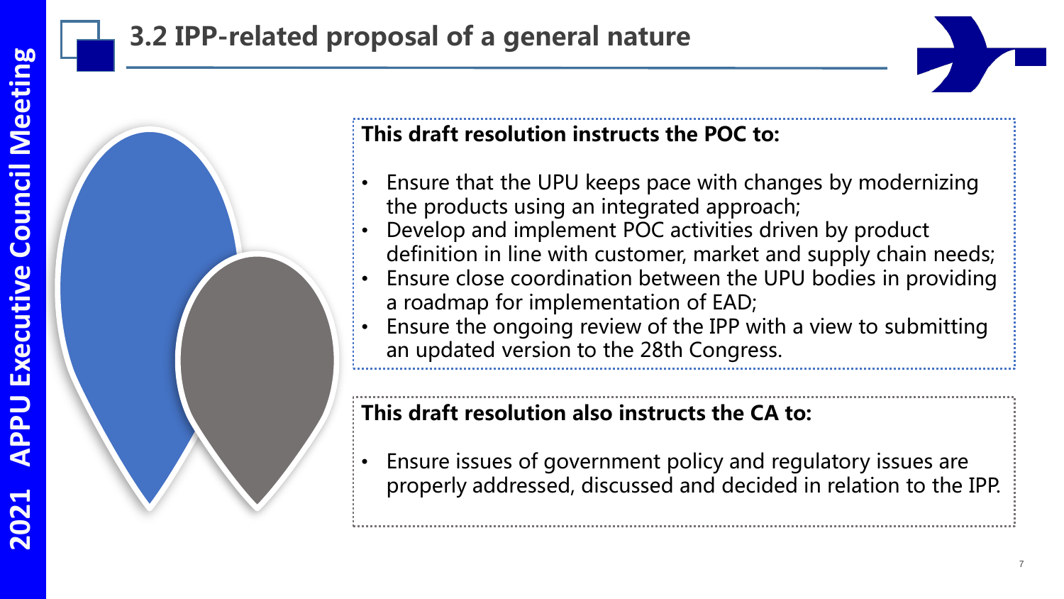## 3.2 IPP-related proposal of a general nature

**This draft resolution instructs the POC to:**

- Ensure that the UPU keeps pace with changes by modernizing the products using an integrated approach;
- Develop and implement POC activities driven by product definition in line with customer, market and supply chain needs;
- Ensure close coordination between the UPU bodies in providing a roadmap for implementation of EAD;
- Ensure the ongoing review of the IPP with a view to submitting an updated version to the 28th Congress.

**This draft resolution also instructs the CA to:**

- Ensure issues of government policy and regulatory issues are properly addressed, discussed and decided in relation to the IPP.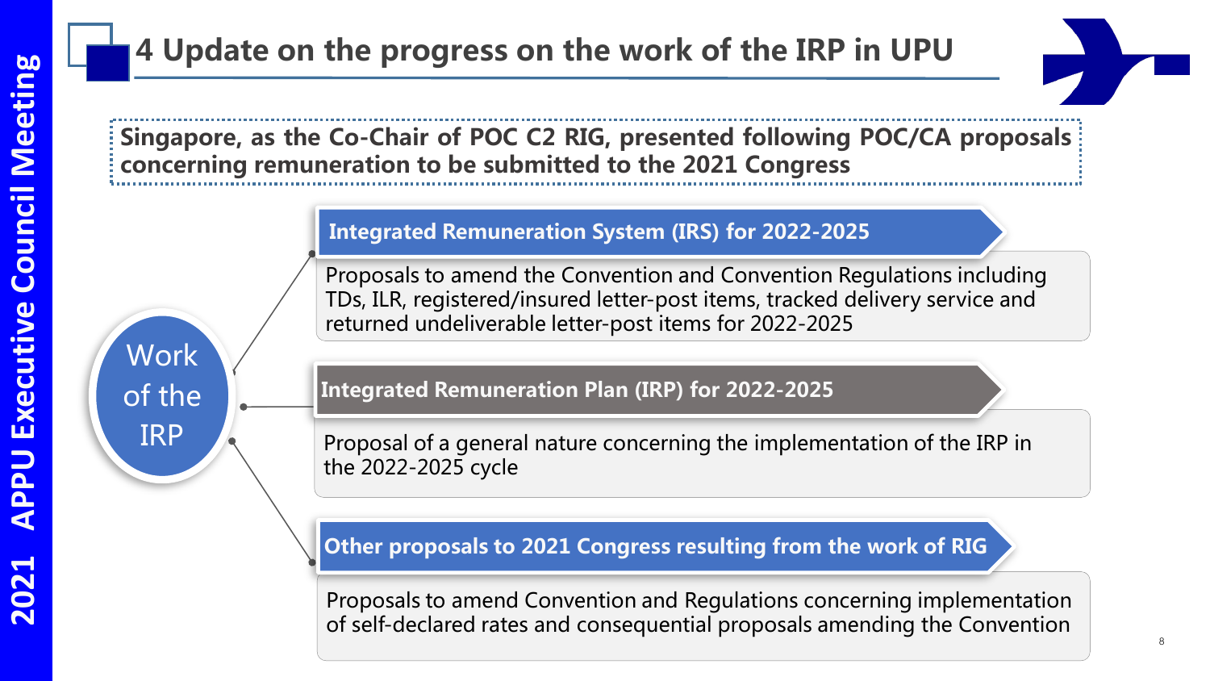# 4 Update on the progress on the work of the IRP in UPU

**Singapore, as the Co-Chair of POC C2 RIG, presented following POC/CA proposals concerning remuneration to be submitted to the 2021 Congress**

Work of the IRP

### Integrated Remuneration System (IRS) for 2022-2025

Proposals to amend the Convention and Convention Regulations including TDs, ILR, registered/insured letter-post items, tracked delivery service and returned undeliverable letter-post items for 2022-2025

### Integrated Remuneration Plan (IRP) for 2022-2025

Proposal of a general nature concerning the implementation of the IRP in the 2022-2025 cycle

### Other proposals to 2021 Congress resulting from the work of RIG

Proposals to amend Convention and Regulations concerning implementation of self-declared rates and consequential proposals amending the Convention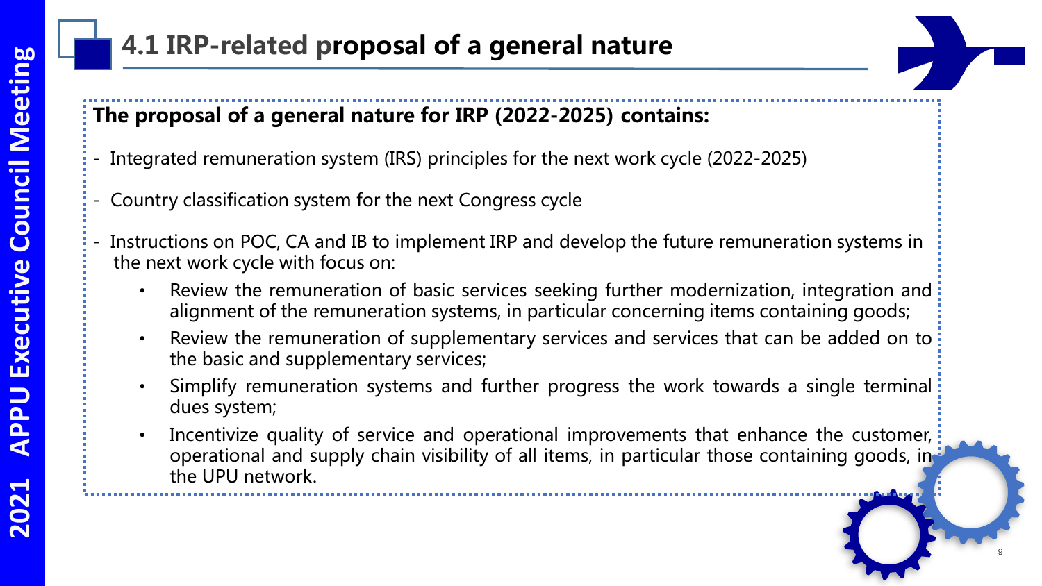# 4.1 IRP-related proposal of a general nature

**The proposal of a general nature for IRP (2022-2025) contains:**

- Integrated remuneration system (IRS) principles for the next work cycle (2022-2025)
- Country classification system for the next Congress cycle
- Instructions on POC, CA and IB to implement IRP and develop the future remuneration systems in the next work cycle with focus on:
  - Review the remuneration of basic services seeking further modernization, integration and alignment of the remuneration systems, in particular concerning items containing goods;
  - Review the remuneration of supplementary services and services that can be added on to the basic and supplementary services;
  - Simplify remuneration systems and further progress the work towards a single terminal dues system;
  - Incentivize quality of service and operational improvements that enhance the customer, operational and supply chain visibility of all items, in particular those containing goods, in the UPU network.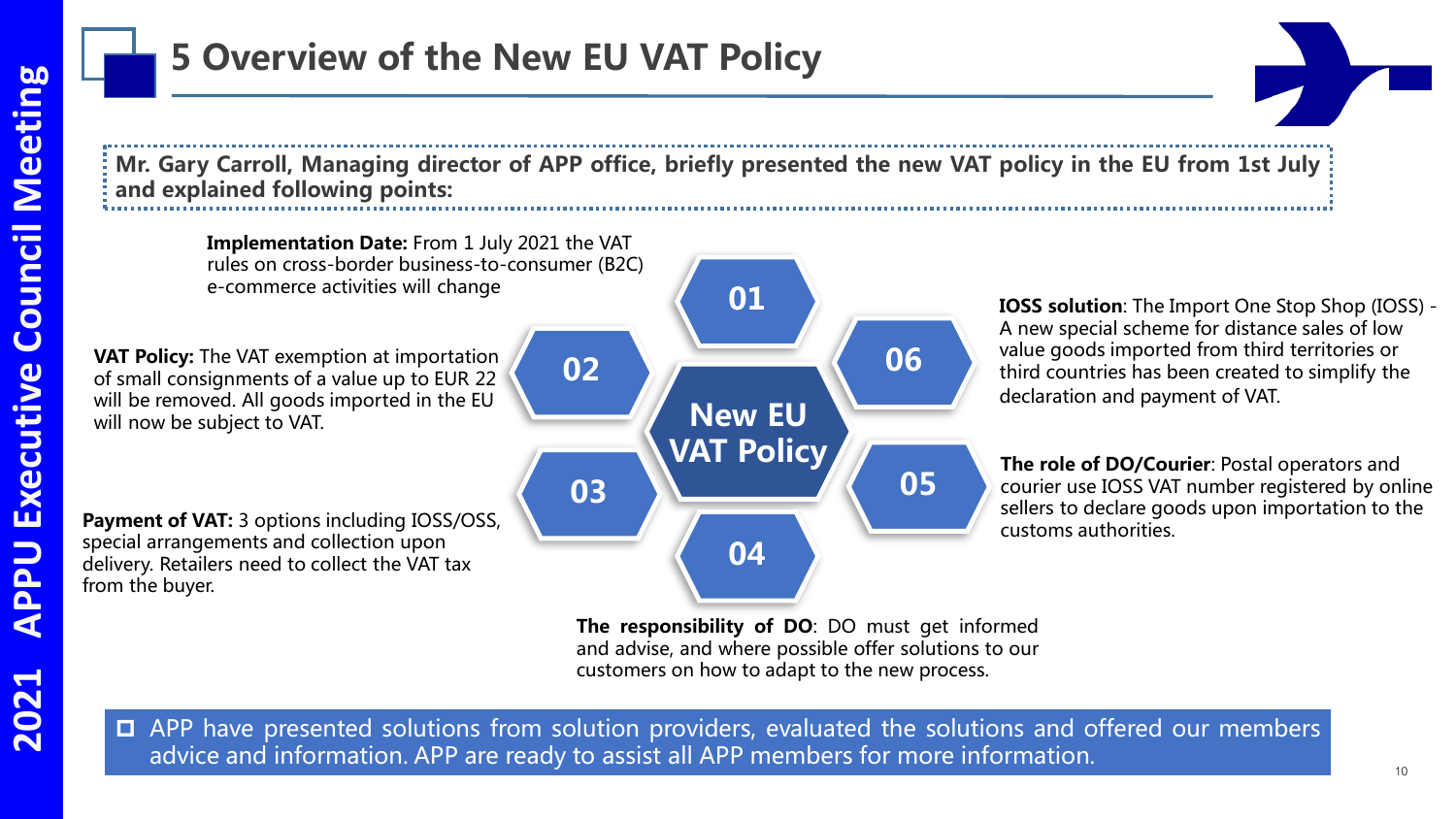# 5 Overview of the New EU VAT Policy

**Mr. Gary Carroll, Managing director of APP office, briefly presented the new VAT policy in the EU from 1st July and explained following points:**

**New EU VAT Policy**

**01** — **Implementation Date:** From 1 July 2021 the VAT rules on cross-border business-to-consumer (B2C) e-commerce activities will change

**02** — **VAT Policy:** The VAT exemption at importation of small consignments of a value up to EUR 22 will be removed. All goods imported in the EU will now be subject to VAT.

**03** — **Payment of VAT:** 3 options including IOSS/OSS, special arrangements and collection upon delivery. Retailers need to collect the VAT tax from the buyer.

**04** — **The responsibility of DO**: DO must get informed and advise, and where possible offer solutions to our customers on how to adapt to the new process.

**05** — **The role of DO/Courier**: Postal operators and courier use IOSS VAT number registered by online sellers to declare goods upon importation to the customs authorities.

**06** — **IOSS solution**: The Import One Stop Shop (IOSS) - A new special scheme for distance sales of low value goods imported from third territories or third countries has been created to simplify the declaration and payment of VAT.

- APP have presented solutions from solution providers, evaluated the solutions and offered our members advice and information. APP are ready to assist all APP members for more information.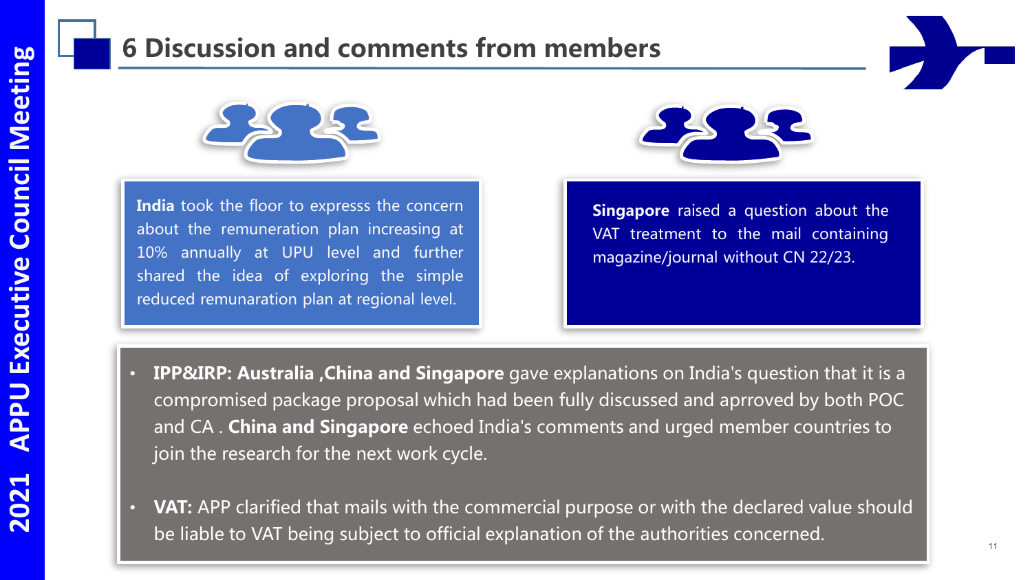# 6 Discussion and comments from members

**India** took the floor to expresss the concern about the remuneration plan increasing at 10% annually at UPU level and further shared the idea of exploring the simple reduced remunaration plan at regional level.

**Singapore** raised a question about the VAT treatment to the mail containing magazine/journal without CN 22/23.

- **IPP&IRP: Australia ,China and Singapore** gave explanations on India's question that it is a compromised package proposal which had been fully discussed and aprroved by both POC and CA . **China and Singapore** echoed India's comments and urged member countries to join the research for the next work cycle.
- **VAT:** APP clarified that mails with the commercial purpose or with the declared value should be liable to VAT being subject to official explanation of the authorities concerned.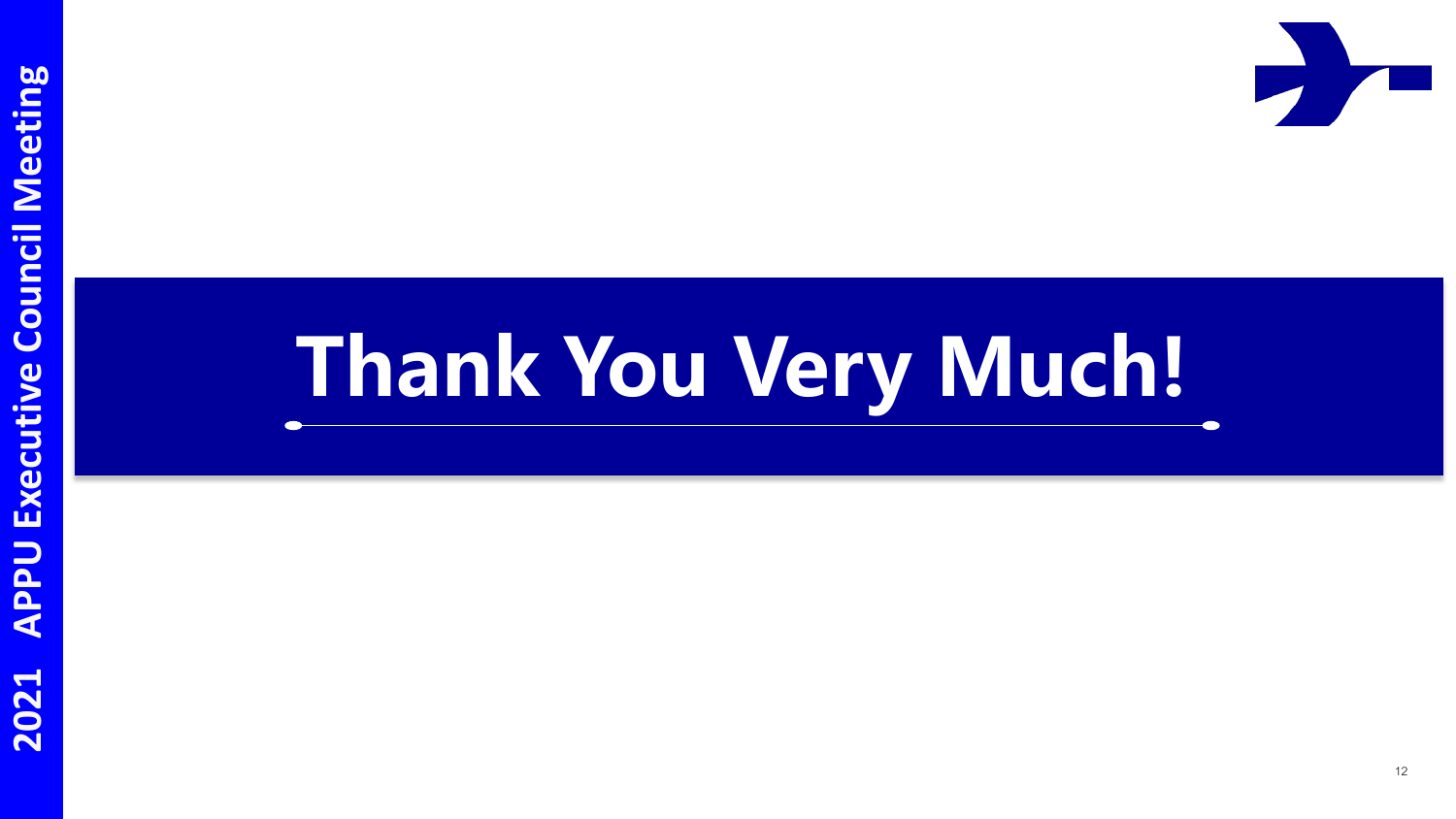# Thank You Very Much!